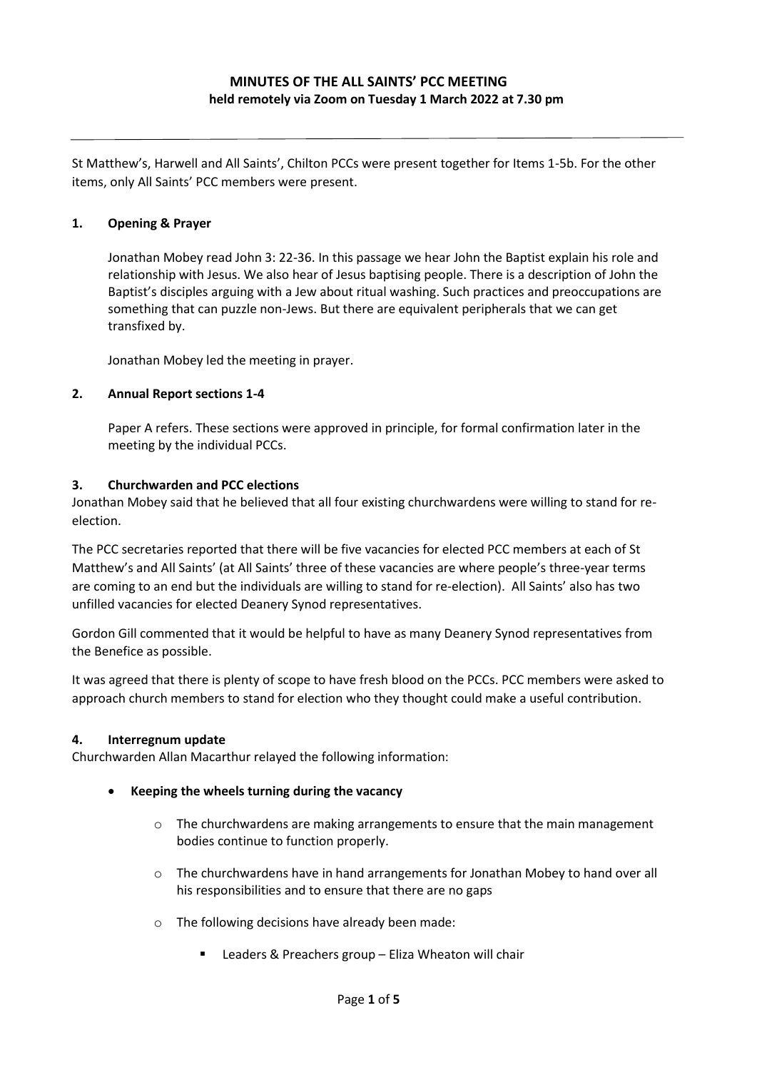# MINUTES OF THE ALL SAINTS' PCC MEETING
## held remotely via Zoom on Tuesday 1 March 2022 at 7.30 pm

---

St Matthew's, Harwell and All Saints', Chilton PCCs were present together for Items 1-5b. For the other items, only All Saints' PCC members were present.

### 1. Opening & Prayer

Jonathan Mobey read John 3: 22-36. In this passage we hear John the Baptist explain his role and relationship with Jesus. We also hear of Jesus baptising people. There is a description of John the Baptist's disciples arguing with a Jew about ritual washing. Such practices and preoccupations are something that can puzzle non-Jews. But there are equivalent peripherals that we can get transfixed by.

Jonathan Mobey led the meeting in prayer.

### 2. Annual Report sections 1-4

Paper A refers. These sections were approved in principle, for formal confirmation later in the meeting by the individual PCCs.

### 3. Churchwarden and PCC elections

Jonathan Mobey said that he believed that all four existing churchwardens were willing to stand for re-election.

The PCC secretaries reported that there will be five vacancies for elected PCC members at each of St Matthew's and All Saints' (at All Saints' three of these vacancies are where people's three-year terms are coming to an end but the individuals are willing to stand for re-election). All Saints' also has two unfilled vacancies for elected Deanery Synod representatives.

Gordon Gill commented that it would be helpful to have as many Deanery Synod representatives from the Benefice as possible.

It was agreed that there is plenty of scope to have fresh blood on the PCCs. PCC members were asked to approach church members to stand for election who they thought could make a useful contribution.

### 4. Interregnum update

Churchwarden Allan Macarthur relayed the following information:

- **Keeping the wheels turning during the vacancy**
  - The churchwardens are making arrangements to ensure that the main management bodies continue to function properly.
  - The churchwardens have in hand arrangements for Jonathan Mobey to hand over all his responsibilities and to ensure that there are no gaps
  - The following decisions have already been made:
    - Leaders & Preachers group – Eliza Wheaton will chair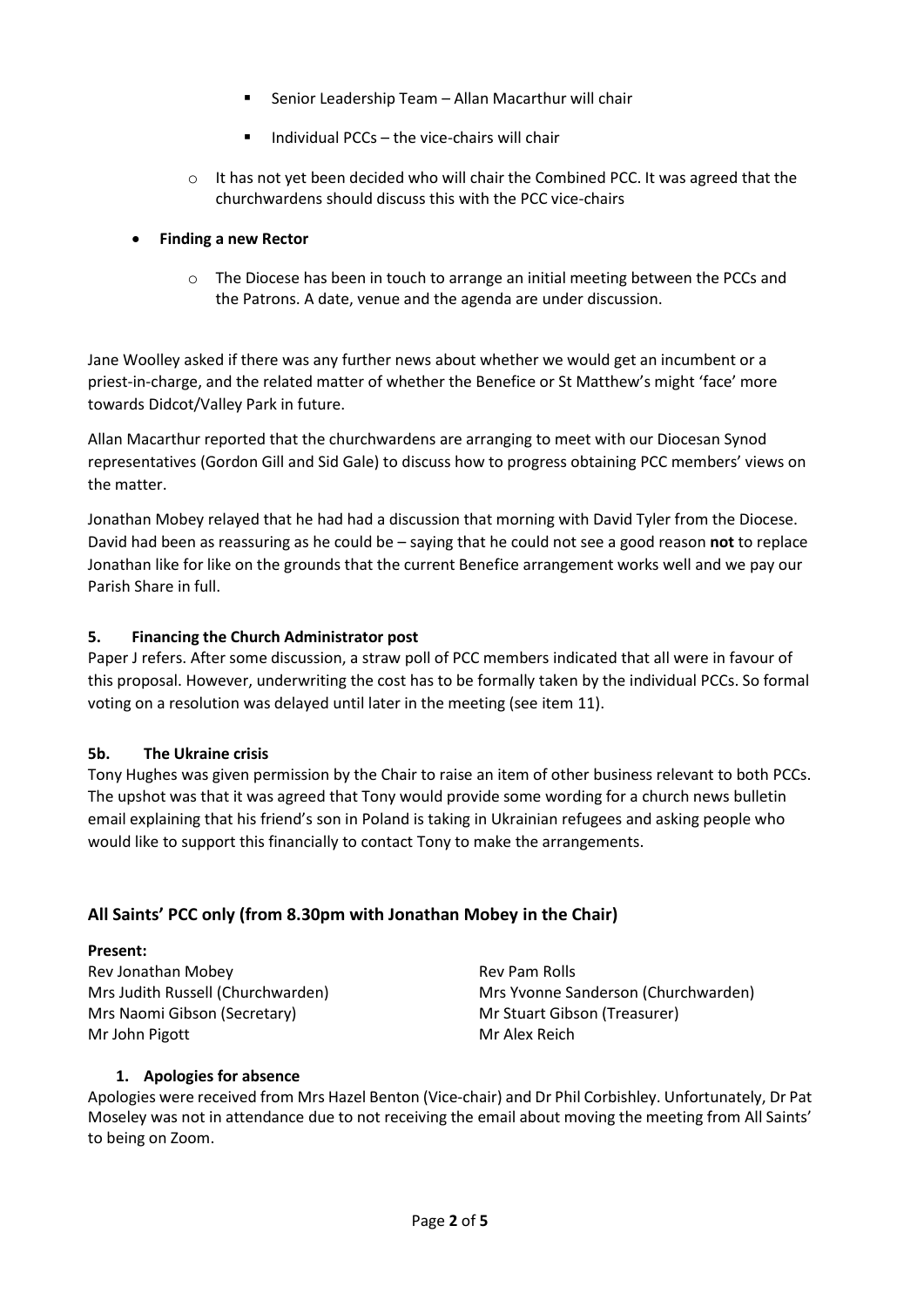- Senior Leadership Team – Allan Macarthur will chair
        - Individual PCCs – the vice-chairs will chair
    - It has not yet been decided who will chair the Combined PCC. It was agreed that the churchwardens should discuss this with the PCC vice-chairs

- **Finding a new Rector**
    - The Diocese has been in touch to arrange an initial meeting between the PCCs and the Patrons. A date, venue and the agenda are under discussion.

Jane Woolley asked if there was any further news about whether we would get an incumbent or a priest-in-charge, and the related matter of whether the Benefice or St Matthew's might 'face' more towards Didcot/Valley Park in future.

Allan Macarthur reported that the churchwardens are arranging to meet with our Diocesan Synod representatives (Gordon Gill and Sid Gale) to discuss how to progress obtaining PCC members' views on the matter.

Jonathan Mobey relayed that he had had a discussion that morning with David Tyler from the Diocese. David had been as reassuring as he could be – saying that he could not see a good reason **not** to replace Jonathan like for like on the grounds that the current Benefice arrangement works well and we pay our Parish Share in full.

**5. Financing the Church Administrator post**

Paper J refers. After some discussion, a straw poll of PCC members indicated that all were in favour of this proposal. However, underwriting the cost has to be formally taken by the individual PCCs. So formal voting on a resolution was delayed until later in the meeting (see item 11).

**5b. The Ukraine crisis**

Tony Hughes was given permission by the Chair to raise an item of other business relevant to both PCCs. The upshot was that it was agreed that Tony would provide some wording for a church news bulletin email explaining that his friend's son in Poland is taking in Ukrainian refugees and asking people who would like to support this financially to contact Tony to make the arrangements.

## All Saints' PCC only (from 8.30pm with Jonathan Mobey in the Chair)

**Present:**

Rev Jonathan Mobey
Rev Pam Rolls
Mrs Judith Russell (Churchwarden)
Mrs Yvonne Sanderson (Churchwarden)
Mrs Naomi Gibson (Secretary)
Mr Stuart Gibson (Treasurer)
Mr John Pigott
Mr Alex Reich

**1. Apologies for absence**

Apologies were received from Mrs Hazel Benton (Vice-chair) and Dr Phil Corbishley. Unfortunately, Dr Pat Moseley was not in attendance due to not receiving the email about moving the meeting from All Saints' to being on Zoom.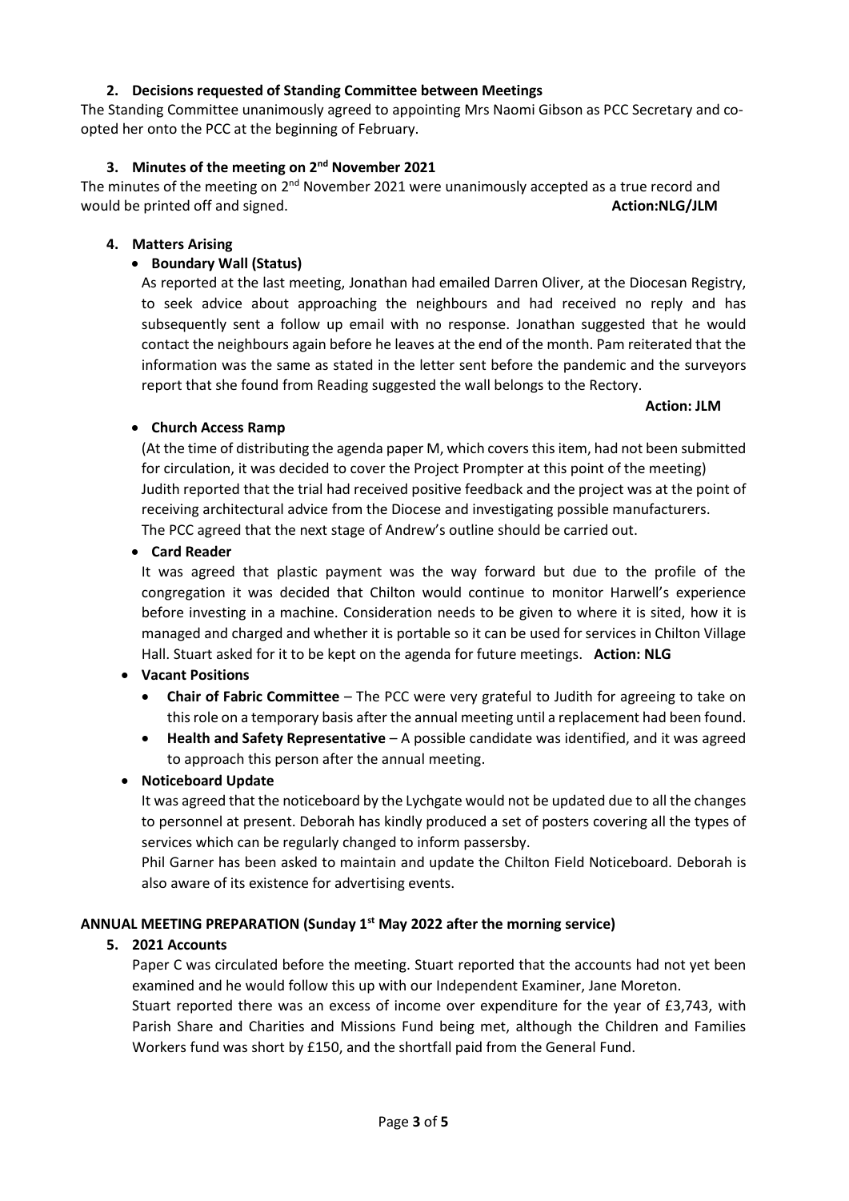### 2. Decisions requested of Standing Committee between Meetings

The Standing Committee unanimously agreed to appointing Mrs Naomi Gibson as PCC Secretary and co-opted her onto the PCC at the beginning of February.

### 3. Minutes of the meeting on 2nd November 2021

The minutes of the meeting on 2nd November 2021 were unanimously accepted as a true record and would be printed off and signed. **Action:NLG/JLM**

### 4. Matters Arising

- **Boundary Wall (Status)**

  As reported at the last meeting, Jonathan had emailed Darren Oliver, at the Diocesan Registry, to seek advice about approaching the neighbours and had received no reply and has subsequently sent a follow up email with no response. Jonathan suggested that he would contact the neighbours again before he leaves at the end of the month. Pam reiterated that the information was the same as stated in the letter sent before the pandemic and the surveyors report that she found from Reading suggested the wall belongs to the Rectory.

  **Action: JLM**

- **Church Access Ramp**

  (At the time of distributing the agenda paper M, which covers this item, had not been submitted for circulation, it was decided to cover the Project Prompter at this point of the meeting)
  Judith reported that the trial had received positive feedback and the project was at the point of receiving architectural advice from the Diocese and investigating possible manufacturers.
  The PCC agreed that the next stage of Andrew's outline should be carried out.

- **Card Reader**

  It was agreed that plastic payment was the way forward but due to the profile of the congregation it was decided that Chilton would continue to monitor Harwell's experience before investing in a machine. Consideration needs to be given to where it is sited, how it is managed and charged and whether it is portable so it can be used for services in Chilton Village Hall. Stuart asked for it to be kept on the agenda for future meetings. **Action: NLG**

- **Vacant Positions**
  - **Chair of Fabric Committee** – The PCC were very grateful to Judith for agreeing to take on this role on a temporary basis after the annual meeting until a replacement had been found.
  - **Health and Safety Representative** – A possible candidate was identified, and it was agreed to approach this person after the annual meeting.

- **Noticeboard Update**

  It was agreed that the noticeboard by the Lychgate would not be updated due to all the changes to personnel at present. Deborah has kindly produced a set of posters covering all the types of services which can be regularly changed to inform passersby.
  Phil Garner has been asked to maintain and update the Chilton Field Noticeboard. Deborah is also aware of its existence for advertising events.

## ANNUAL MEETING PREPARATION (Sunday 1st May 2022 after the morning service)

### 5. 2021 Accounts

Paper C was circulated before the meeting. Stuart reported that the accounts had not yet been examined and he would follow this up with our Independent Examiner, Jane Moreton.
Stuart reported there was an excess of income over expenditure for the year of £3,743, with Parish Share and Charities and Missions Fund being met, although the Children and Families Workers fund was short by £150, and the shortfall paid from the General Fund.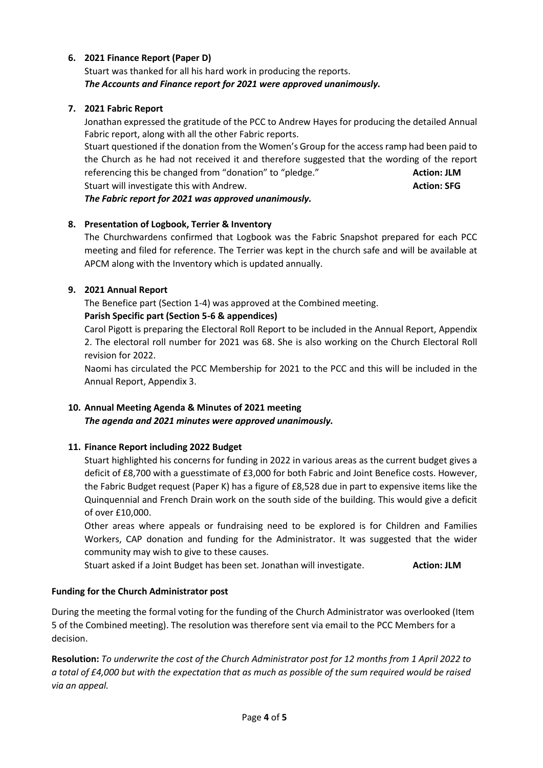6. **2021 Finance Report (Paper D)**

   Stuart was thanked for all his hard work in producing the reports.

   ***The Accounts and Finance report for 2021 were approved unanimously.***

7. **2021 Fabric Report**

   Jonathan expressed the gratitude of the PCC to Andrew Hayes for producing the detailed Annual Fabric report, along with all the other Fabric reports.

   Stuart questioned if the donation from the Women's Group for the access ramp had been paid to the Church as he had not received it and therefore suggested that the wording of the report referencing this be changed from "donation" to "pledge." **Action: JLM**

   Stuart will investigate this with Andrew. **Action: SFG**

   ***The Fabric report for 2021 was approved unanimously.***

8. **Presentation of Logbook, Terrier & Inventory**

   The Churchwardens confirmed that Logbook was the Fabric Snapshot prepared for each PCC meeting and filed for reference. The Terrier was kept in the church safe and will be available at APCM along with the Inventory which is updated annually.

9. **2021 Annual Report**

   The Benefice part (Section 1-4) was approved at the Combined meeting.

   **Parish Specific part (Section 5-6 & appendices)**

   Carol Pigott is preparing the Electoral Roll Report to be included in the Annual Report, Appendix 2. The electoral roll number for 2021 was 68. She is also working on the Church Electoral Roll revision for 2022.

   Naomi has circulated the PCC Membership for 2021 to the PCC and this will be included in the Annual Report, Appendix 3.

10. **Annual Meeting Agenda & Minutes of 2021 meeting**

    ***The agenda and 2021 minutes were approved unanimously.***

11. **Finance Report including 2022 Budget**

    Stuart highlighted his concerns for funding in 2022 in various areas as the current budget gives a deficit of £8,700 with a guesstimate of £3,000 for both Fabric and Joint Benefice costs. However, the Fabric Budget request (Paper K) has a figure of £8,528 due in part to expensive items like the Quinquennial and French Drain work on the south side of the building. This would give a deficit of over £10,000.

    Other areas where appeals or fundraising need to be explored is for Children and Families Workers, CAP donation and funding for the Administrator. It was suggested that the wider community may wish to give to these causes.

    Stuart asked if a Joint Budget has been set. Jonathan will investigate. **Action: JLM**

**Funding for the Church Administrator post**

During the meeting the formal voting for the funding of the Church Administrator was overlooked (Item 5 of the Combined meeting). The resolution was therefore sent via email to the PCC Members for a decision.

**Resolution:** *To underwrite the cost of the Church Administrator post for 12 months from 1 April 2022 to a total of £4,000 but with the expectation that as much as possible of the sum required would be raised via an appeal.*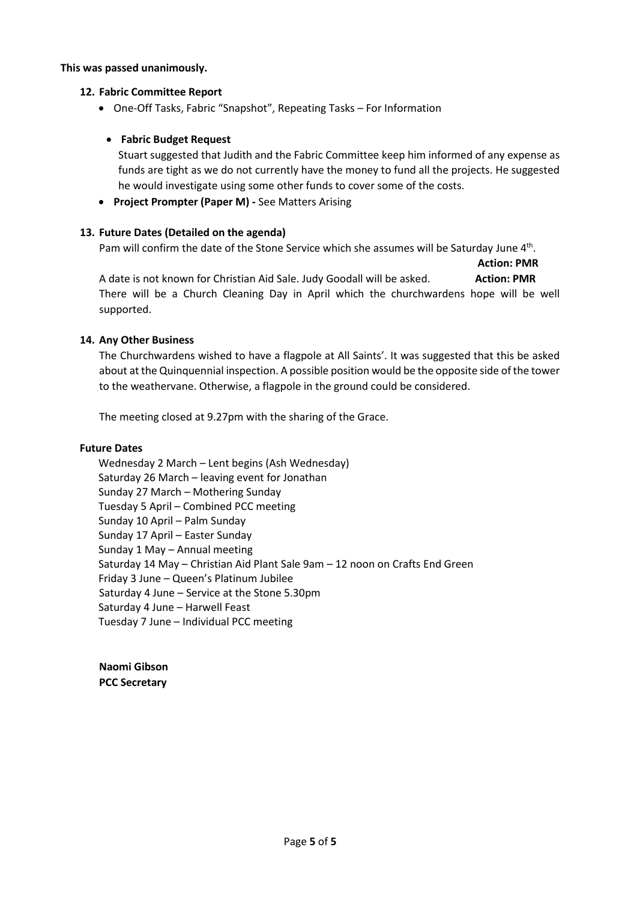**This was passed unanimously.**

**12. Fabric Committee Report**

- One-Off Tasks, Fabric "Snapshot", Repeating Tasks – For Information

- **Fabric Budget Request**

  Stuart suggested that Judith and the Fabric Committee keep him informed of any expense as funds are tight as we do not currently have the money to fund all the projects. He suggested he would investigate using some other funds to cover some of the costs.

- **Project Prompter (Paper M) -** See Matters Arising

**13. Future Dates (Detailed on the agenda)**

Pam will confirm the date of the Stone Service which she assumes will be Saturday June 4th.

**Action: PMR**

A date is not known for Christian Aid Sale. Judy Goodall will be asked. **Action: PMR**

There will be a Church Cleaning Day in April which the churchwardens hope will be well supported.

**14. Any Other Business**

The Churchwardens wished to have a flagpole at All Saints'. It was suggested that this be asked about at the Quinquennial inspection. A possible position would be the opposite side of the tower to the weathervane. Otherwise, a flagpole in the ground could be considered.

The meeting closed at 9.27pm with the sharing of the Grace.

**Future Dates**

Wednesday 2 March – Lent begins (Ash Wednesday)
Saturday 26 March – leaving event for Jonathan
Sunday 27 March – Mothering Sunday
Tuesday 5 April – Combined PCC meeting
Sunday 10 April – Palm Sunday
Sunday 17 April – Easter Sunday
Sunday 1 May – Annual meeting
Saturday 14 May – Christian Aid Plant Sale 9am – 12 noon on Crafts End Green
Friday 3 June – Queen's Platinum Jubilee
Saturday 4 June – Service at the Stone 5.30pm
Saturday 4 June – Harwell Feast
Tuesday 7 June – Individual PCC meeting

**Naomi Gibson**
**PCC Secretary**